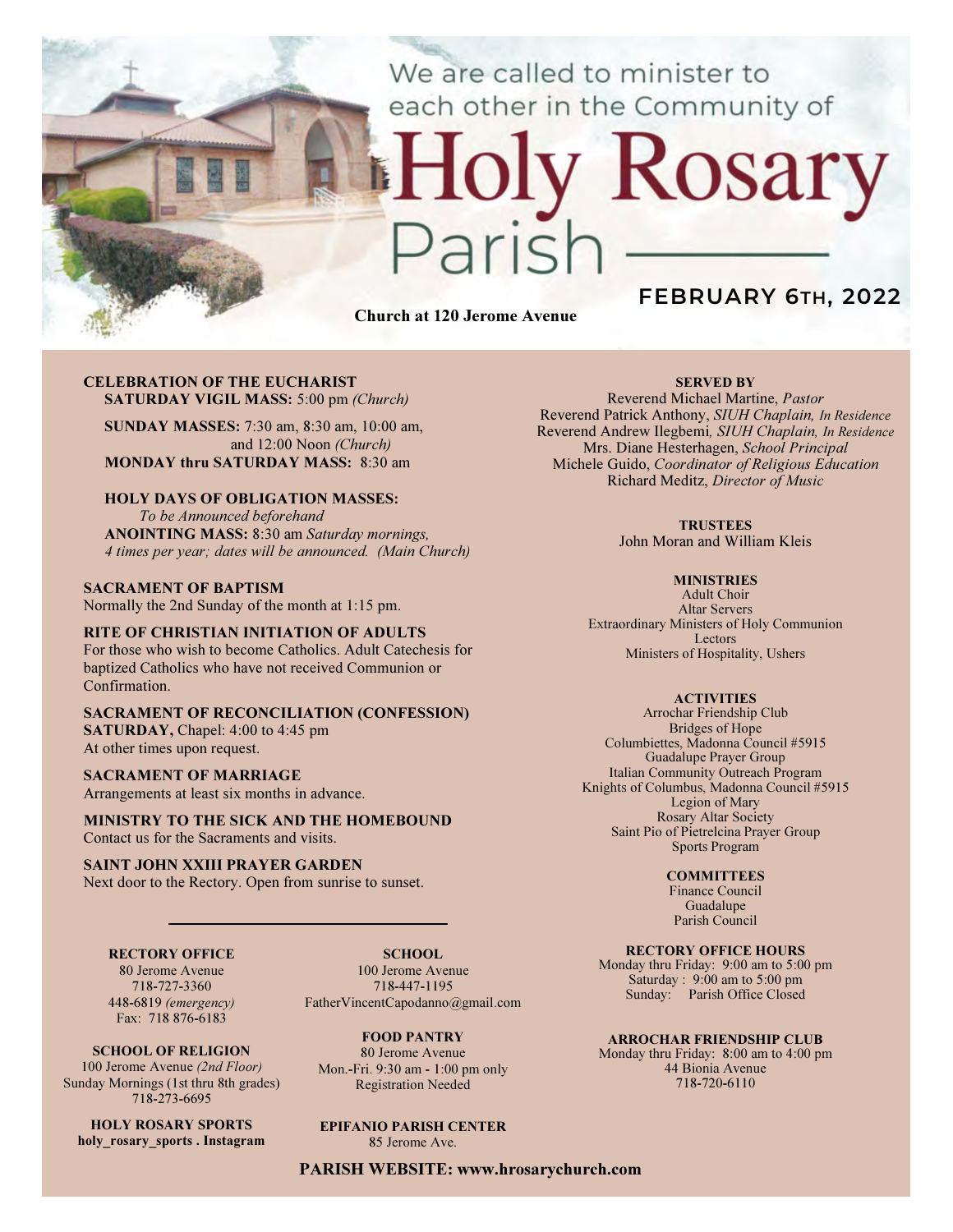We are called to minister to each other in the Community of

# Holy Rosary Parish

**Church at 120 Jerome Avenue**

## FEBRUARY 6TH, 2022

**CELEBRATION OF THE EUCHARIST**

**SATURDAY VIGIL MASS:** 5:00 pm *(Church)*

**SUNDAY MASSES:** 7:30 am, 8:30 am, 10:00 am, and 12:00 Noon *(Church)*

**MONDAY thru SATURDAY MASS:** 8:30 am

**HOLY DAYS OF OBLIGATION MASSES:** *To be Announced beforehand*

**ANOINTING MASS:** 8:30 am *Saturday mornings, 4 times per year; dates will be announced. (Main Church)*

**SACRAMENT OF BAPTISM**
Normally the 2nd Sunday of the month at 1:15 pm.

**RITE OF CHRISTIAN INITIATION OF ADULTS**
For those who wish to become Catholics. Adult Catechesis for baptized Catholics who have not received Communion or Confirmation.

**SACRAMENT OF RECONCILIATION (CONFESSION)**
**SATURDAY,** Chapel: 4:00 to 4:45 pm
At other times upon request.

**SACRAMENT OF MARRIAGE**
Arrangements at least six months in advance.

**MINISTRY TO THE SICK AND THE HOMEBOUND**
Contact us for the Sacraments and visits.

**SAINT JOHN XXIII PRAYER GARDEN**
Next door to the Rectory. Open from sunrise to sunset.

**RECTORY OFFICE**
80 Jerome Avenue
718-727-3360
448-6819 *(emergency)*
Fax: 718 876-6183

**SCHOOL**
100 Jerome Avenue
718-447-1195
FatherVincentCapodanno@gmail.com

**SCHOOL OF RELIGION**
100 Jerome Avenue *(2nd Floor)*
Sunday Mornings (1st thru 8th grades)
718-273-6695

**FOOD PANTRY**
80 Jerome Avenue
Mon.-Fri. 9:30 am - 1:00 pm only
Registration Needed

**HOLY ROSARY SPORTS**
**holy_rosary_sports . Instagram**

**EPIFANIO PARISH CENTER**
85 Jerome Ave.

**SERVED BY**
Reverend Michael Martine, *Pastor*
Reverend Patrick Anthony, *SIUH Chaplain, In Residence*
Reverend Andrew Ilegbemi, *SIUH Chaplain, In Residence*
Mrs. Diane Hesterhagen, *School Principal*
Michele Guido, *Coordinator of Religious Education*
Richard Meditz, *Director of Music*

**TRUSTEES**
John Moran and William Kleis

**MINISTRIES**
Adult Choir
Altar Servers
Extraordinary Ministers of Holy Communion
Lectors
Ministers of Hospitality, Ushers

**ACTIVITIES**
Arrochar Friendship Club
Bridges of Hope
Columbiettes, Madonna Council #5915
Guadalupe Prayer Group
Italian Community Outreach Program
Knights of Columbus, Madonna Council #5915
Legion of Mary
Rosary Altar Society
Saint Pio of Pietrelcina Prayer Group
Sports Program

**COMMITTEES**
Finance Council
Guadalupe
Parish Council

**RECTORY OFFICE HOURS**
Monday thru Friday: 9:00 am to 5:00 pm
Saturday : 9:00 am to 5:00 pm
Sunday: Parish Office Closed

**ARROCHAR FRIENDSHIP CLUB**
Monday thru Friday: 8:00 am to 4:00 pm
44 Bionia Avenue
718-720-6110

**PARISH WEBSITE: www.hrosarychurch.com**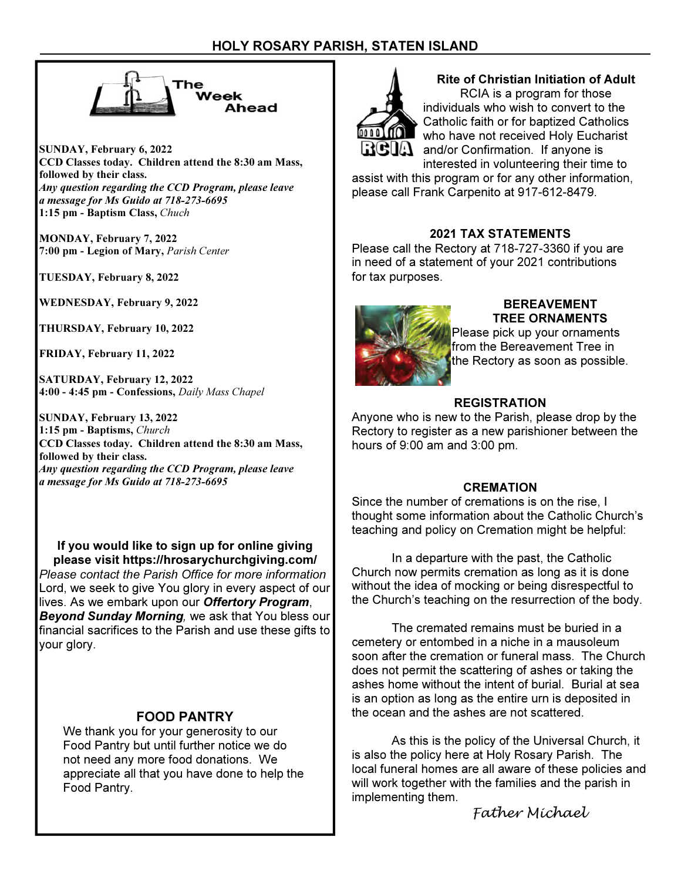## The Week Ahead

**SUNDAY, February 6, 2022**
**CCD Classes today. Children attend the 8:30 am Mass, followed by their class.**
***Any question regarding the CCD Program, please leave a message for Ms Guido at 718-273-6695***
**1:15 pm - Baptism Class,** *Chuch*

**MONDAY, February 7, 2022**
**7:00 pm - Legion of Mary,** *Parish Center*

**TUESDAY, February 8, 2022**

**WEDNESDAY, February 9, 2022**

**THURSDAY, February 10, 2022**

**FRIDAY, February 11, 2022**

**SATURDAY, February 12, 2022**
**4:00 - 4:45 pm - Confessions,** *Daily Mass Chapel*

**SUNDAY, February 13, 2022**
**1:15 pm - Baptisms,** *Church*
**CCD Classes today. Children attend the 8:30 am Mass, followed by their class.**
***Any question regarding the CCD Program, please leave a message for Ms Guido at 718-273-6695***

**If you would like to sign up for online giving please visit https://hrosarychurchgiving.com/**
*Please contact the Parish Office for more information*
Lord, we seek to give You glory in every aspect of our lives. As we embark upon our ***Offertory Program***, ***Beyond Sunday Morning***, we ask that You bless our financial sacrifices to the Parish and use these gifts to your glory.

### FOOD PANTRY

We thank you for your generosity to our Food Pantry but until further notice we do not need any more food donations. We appreciate all that you have done to help the Food Pantry.

### Rite of Christian Initiation of Adult

RCIA is a program for those individuals who wish to convert to the Catholic faith or for baptized Catholics who have not received Holy Eucharist and/or Confirmation. If anyone is interested in volunteering their time to assist with this program or for any other information, please call Frank Carpenito at 917-612-8479.

### 2021 TAX STATEMENTS

Please call the Rectory at 718-727-3360 if you are in need of a statement of your 2021 contributions for tax purposes.

### BEREAVEMENT TREE ORNAMENTS

Please pick up your ornaments from the Bereavement Tree in the Rectory as soon as possible.

### REGISTRATION

Anyone who is new to the Parish, please drop by the Rectory to register as a new parishioner between the hours of 9:00 am and 3:00 pm.

### CREMATION

Since the number of cremations is on the rise, I thought some information about the Catholic Church's teaching and policy on Cremation might be helpful:

In a departure with the past, the Catholic Church now permits cremation as long as it is done without the idea of mocking or being disrespectful to the Church's teaching on the resurrection of the body.

The cremated remains must be buried in a cemetery or entombed in a niche in a mausoleum soon after the cremation or funeral mass. The Church does not permit the scattering of ashes or taking the ashes home without the intent of burial. Burial at sea is an option as long as the entire urn is deposited in the ocean and the ashes are not scattered.

As this is the policy of the Universal Church, it is also the policy here at Holy Rosary Parish. The local funeral homes are all aware of these policies and will work together with the families and the parish in implementing them.

*Father Michael*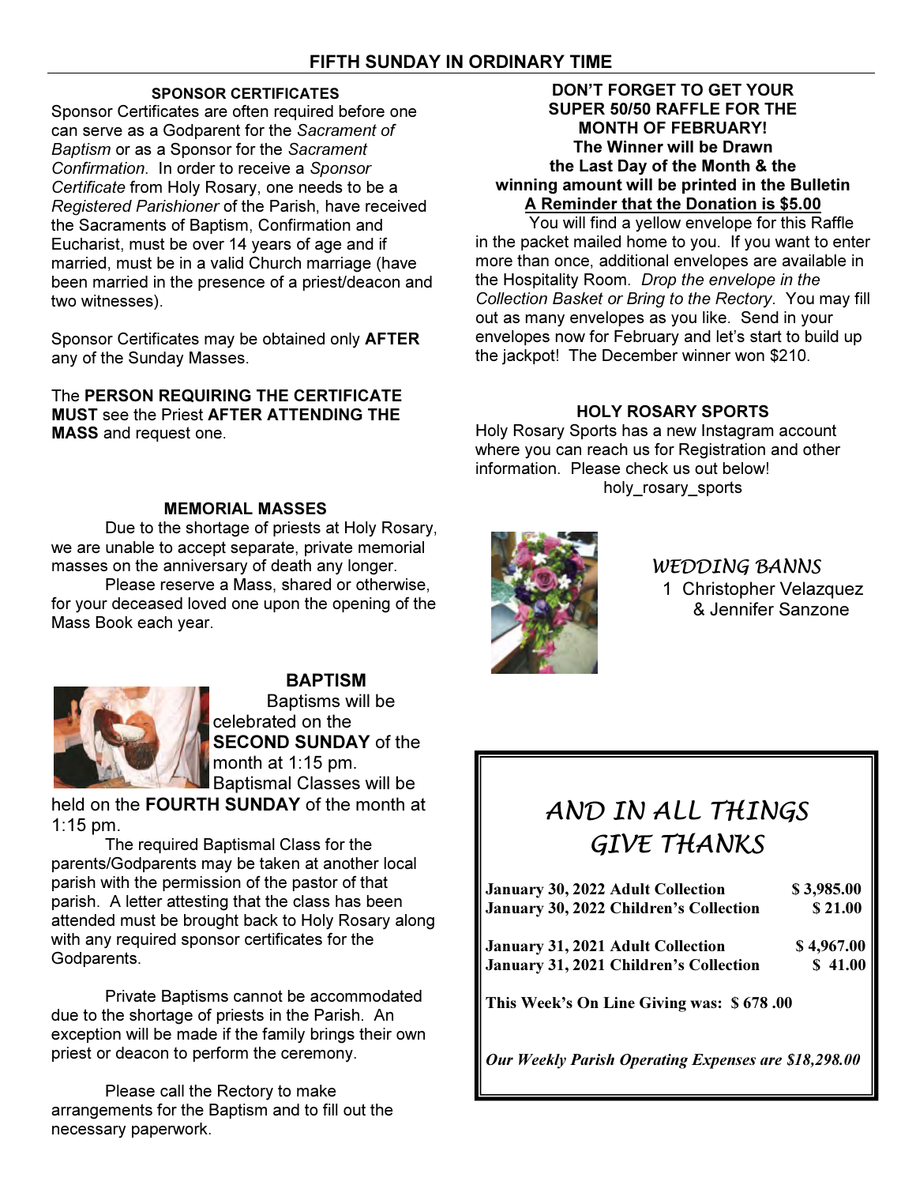## FIFTH SUNDAY IN ORDINARY TIME

### SPONSOR CERTIFICATES

Sponsor Certificates are often required before one can serve as a Godparent for the *Sacrament of Baptism* or as a Sponsor for the *Sacrament Confirmation*. In order to receive a *Sponsor Certificate* from Holy Rosary, one needs to be a *Registered Parishioner* of the Parish, have received the Sacraments of Baptism, Confirmation and Eucharist, must be over 14 years of age and if married, must be in a valid Church marriage (have been married in the presence of a priest/deacon and two witnesses).

Sponsor Certificates may be obtained only **AFTER** any of the Sunday Masses.

The **PERSON REQUIRING THE CERTIFICATE MUST** see the Priest **AFTER ATTENDING THE MASS** and request one.

### MEMORIAL MASSES

Due to the shortage of priests at Holy Rosary, we are unable to accept separate, private memorial masses on the anniversary of death any longer.

Please reserve a Mass, shared or otherwise, for your deceased loved one upon the opening of the Mass Book each year.

### BAPTISM

Baptisms will be celebrated on the **SECOND SUNDAY** of the month at 1:15 pm. Baptismal Classes will be held on the **FOURTH SUNDAY** of the month at 1:15 pm.

The required Baptismal Class for the parents/Godparents may be taken at another local parish with the permission of the pastor of that parish. A letter attesting that the class has been attended must be brought back to Holy Rosary along with any required sponsor certificates for the Godparents.

Private Baptisms cannot be accommodated due to the shortage of priests in the Parish. An exception will be made if the family brings their own priest or deacon to perform the ceremony.

Please call the Rectory to make arrangements for the Baptism and to fill out the necessary paperwork.

**DON'T FORGET TO GET YOUR SUPER 50/50 RAFFLE FOR THE MONTH OF FEBRUARY! The Winner will be Drawn the Last Day of the Month & the winning amount will be printed in the Bulletin**

**A Reminder that the Donation is $5.00**

You will find a yellow envelope for this Raffle in the packet mailed home to you. If you want to enter more than once, additional envelopes are available in the Hospitality Room. *Drop the envelope in the Collection Basket or Bring to the Rectory*. You may fill out as many envelopes as you like. Send in your envelopes now for February and let's start to build up the jackpot! The December winner won $210.

### HOLY ROSARY SPORTS

Holy Rosary Sports has a new Instagram account where you can reach us for Registration and other information. Please check us out below!

holy_rosary_sports

### *WEDDING BANNS*

1 Christopher Velazquez & Jennifer Sanzone

### *AND IN ALL THINGS GIVE THANKS*

| | |
|---|---|
| **January 30, 2022 Adult Collection** | **$ 3,985.00** |
| **January 30, 2022 Children's Collection** | **$ 21.00** |
| **January 31, 2021 Adult Collection** | **$ 4,967.00** |
| **January 31, 2021 Children's Collection** | **$ 41.00** |

**This Week's On Line Giving was: $ 678 .00**

***Our Weekly Parish Operating Expenses are $18,298.00***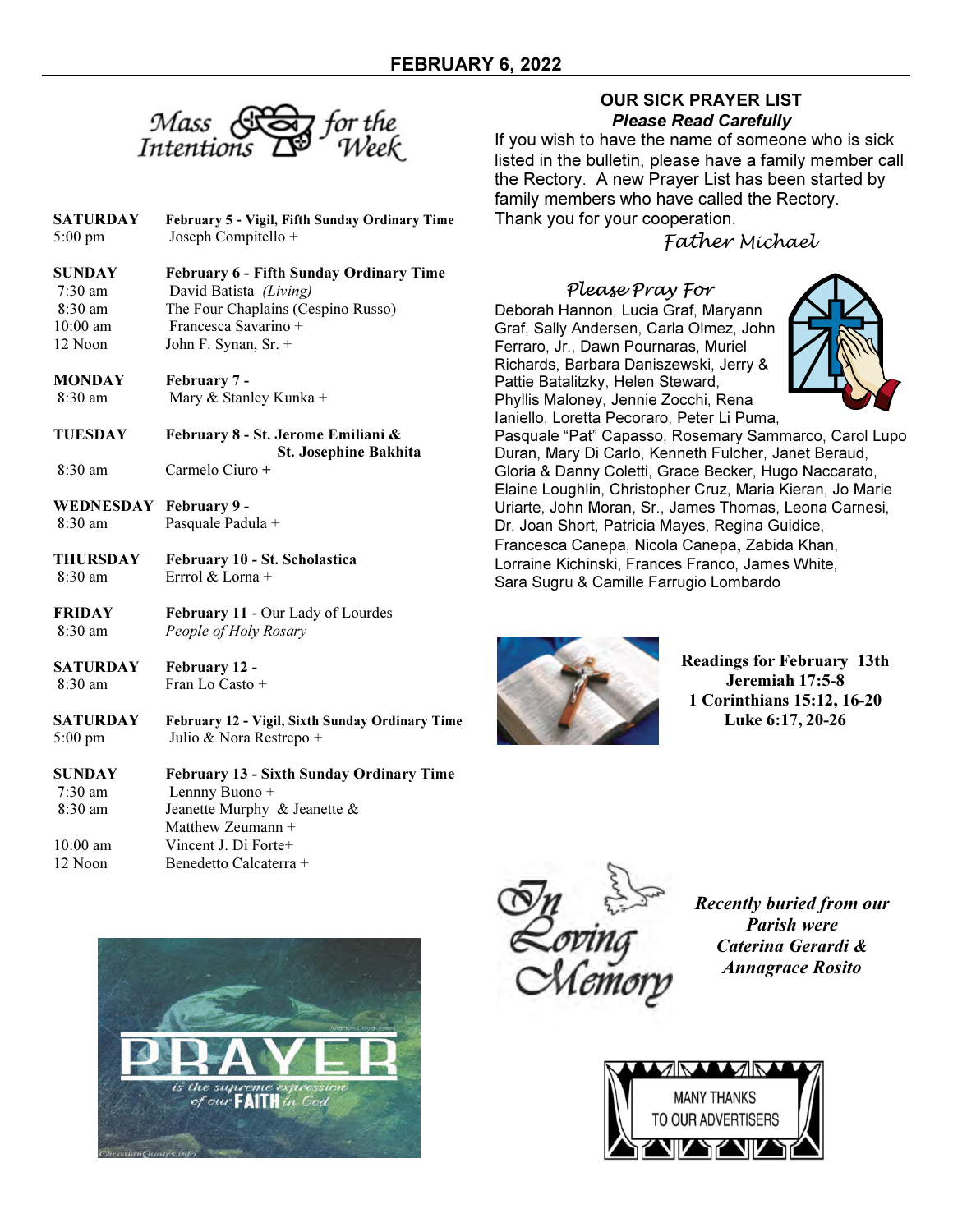## FEBRUARY 6, 2022

# Mass Intentions for the Week

| | |
|---|---|
| **SATURDAY** | **February 5 - Vigil, Fifth Sunday Ordinary Time** |
| 5:00 pm | Joseph Compitello + |
| **SUNDAY** | **February 6 - Fifth Sunday Ordinary Time** |
| 7:30 am | David Batista *(Living)* |
| 8:30 am | The Four Chaplains (Cespino Russo) |
| 10:00 am | Francesca Savarino + |
| 12 Noon | John F. Synan, Sr. + |
| **MONDAY** | **February 7 -** |
| 8:30 am | Mary & Stanley Kunka + |
| **TUESDAY** | **February 8 - St. Jerome Emiliani & St. Josephine Bakhita** |
| 8:30 am | Carmelo Ciuro + |
| **WEDNESDAY** | **February 9 -** |
| 8:30 am | Pasquale Padula + |
| **THURSDAY** | **February 10 - St. Scholastica** |
| 8:30 am | Errol & Lorna + |
| **FRIDAY** | **February 11** - Our Lady of Lourdes |
| 8:30 am | *People of Holy Rosary* |
| **SATURDAY** | **February 12 -** |
| 8:30 am | Fran Lo Casto + |
| **SATURDAY** | **February 12 - Vigil, Sixth Sunday Ordinary Time** |
| 5:00 pm | Julio & Nora Restrepo + |
| **SUNDAY** | **February 13 - Sixth Sunday Ordinary Time** |
| 7:30 am | Lennny Buono + |
| 8:30 am | Jeanette Murphy & Jeanette & Matthew Zeumann + |
| 10:00 am | Vincent J. Di Forte+ |
| 12 Noon | Benedetto Calcaterra + |

PRAYER *is the supreme expression of our* FAITH *in God*

## OUR SICK PRAYER LIST
### *Please Read Carefully*

If you wish to have the name of someone who is sick listed in the bulletin, please have a family member call the Rectory. A new Prayer List has been started by family members who have called the Rectory. Thank you for your cooperation.

*Father Michael*

### *Please Pray For*

Deborah Hannon, Lucia Graf, Maryann Graf, Sally Andersen, Carla Olmez, John Ferraro, Jr., Dawn Pournaras, Muriel Richards, Barbara Daniszewski, Jerry & Pattie Batalitzky, Helen Steward, Phyllis Maloney, Jennie Zocchi, Rena Ianiello, Loretta Pecoraro, Peter Li Puma, Pasquale "Pat" Capasso, Rosemary Sammarco, Carol Lupo Duran, Mary Di Carlo, Kenneth Fulcher, Janet Beraud, Gloria & Danny Coletti, Grace Becker, Hugo Naccarato, Elaine Loughlin, Christopher Cruz, Maria Kieran, Jo Marie Uriarte, John Moran, Sr., James Thomas, Leona Carnesi, Dr. Joan Short, Patricia Mayes, Regina Guidice, Francesca Canepa, Nicola Canepa, Zabida Khan, Lorraine Kichinski, Frances Franco, James White, Sara Sugru & Camille Farrugio Lombardo

**Readings for February 13th**
**Jeremiah 17:5-8**
**1 Corinthians 15:12, 16-20**
**Luke 6:17, 20-26**

*In Loving Memory*

***Recently buried from our Parish were Caterina Gerardi & Annagrace Rosito***

MANY THANKS TO OUR ADVERTISERS